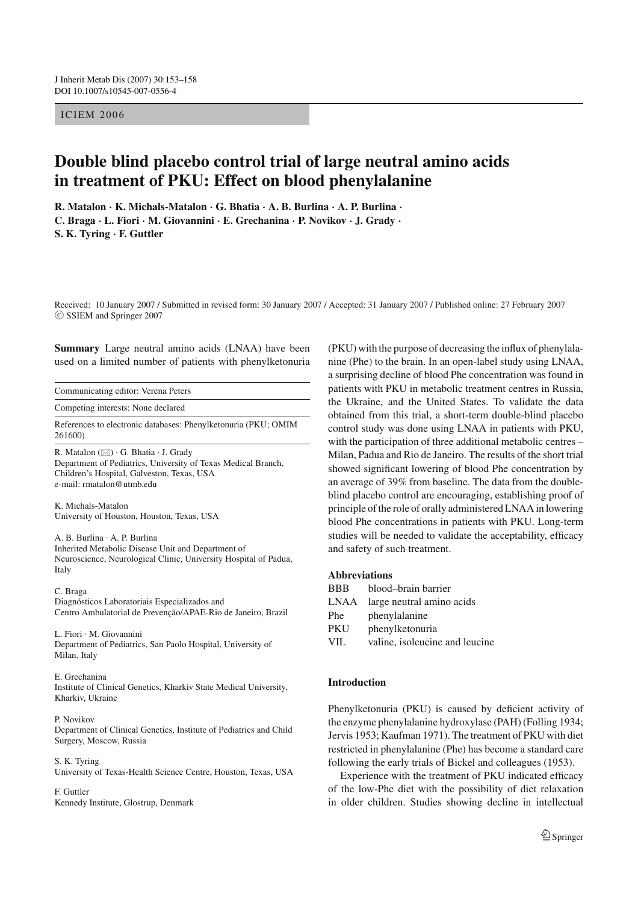ICIEM 2006

# Double blind placebo control trial of large neutral amino acids in treatment of PKU: Effect on blood phenylalanine

**R. Matalon · K. Michals-Matalon · G. Bhatia · A. B. Burlina · A. P. Burlina · C. Braga · L. Fiori · M. Giovannini · E. Grechanina · P. Novikov · J. Grady · S. K. Tyring · F. Guttler**

Received: 10 January 2007 / Submitted in revised form: 30 January 2007 / Accepted: 31 January 2007 / Published online: 27 February 2007
© SSIEM and Springer 2007

**Summary** Large neutral amino acids (LNAA) have been used on a limited number of patients with phenylketonuria (PKU) with the purpose of decreasing the influx of phenylalanine (Phe) to the brain. In an open-label study using LNAA, a surprising decline of blood Phe concentration was found in patients with PKU in metabolic treatment centres in Russia, the Ukraine, and the United States. To validate the data obtained from this trial, a short-term double-blind placebo control study was done using LNAA in patients with PKU, with the participation of three additional metabolic centres – Milan, Padua and Rio de Janeiro. The results of the short trial showed significant lowering of blood Phe concentration by an average of 39% from baseline. The data from the double-blind placebo control are encouraging, establishing proof of principle of the role of orally administered LNAA in lowering blood Phe concentrations in patients with PKU. Long-term studies will be needed to validate the acceptability, efficacy and safety of such treatment.

Communicating editor: Verena Peters

Competing interests: None declared

References to electronic databases: Phenylketonuria (PKU; OMIM 261600)

R. Matalon (✉) · G. Bhatia · J. Grady
Department of Pediatrics, University of Texas Medical Branch, Children's Hospital, Galveston, Texas, USA
e-mail: rmatalon@utmb.edu

K. Michals-Matalon
University of Houston, Houston, Texas, USA

A. B. Burlina · A. P. Burlina
Inherited Metabolic Disease Unit and Department of Neuroscience, Neurological Clinic, University Hospital of Padua, Italy

C. Braga
Diagnósticos Laboratoriais Especializados and Centro Ambulatorial de Prevenção/APAE-Rio de Janeiro, Brazil

L. Fiori · M. Giovannini
Department of Pediatrics, San Paolo Hospital, University of Milan, Italy

E. Grechanina
Institute of Clinical Genetics, Kharkiv State Medical University, Kharkiv, Ukraine

P. Novikov
Department of Clinical Genetics, Institute of Pediatrics and Child Surgery, Moscow, Russia

S. K. Tyring
University of Texas-Health Science Centre, Houston, Texas, USA

F. Guttler
Kennedy Institute, Glostrup, Denmark

**Abbreviations**

| | |
|---|---|
| BBB | blood–brain barrier |
| LNAA | large neutral amino acids |
| Phe | phenylalanine |
| PKU | phenylketonuria |
| VIL | valine, isoleucine and leucine |

## Introduction

Phenylketonuria (PKU) is caused by deficient activity of the enzyme phenylalanine hydroxylase (PAH) (Folling 1934; Jervis 1953; Kaufman 1971). The treatment of PKU with diet restricted in phenylalanine (Phe) has become a standard care following the early trials of Bickel and colleagues (1953).

Experience with the treatment of PKU indicated efficacy of the low-Phe diet with the possibility of diet relaxation in older children. Studies showing decline in intellectual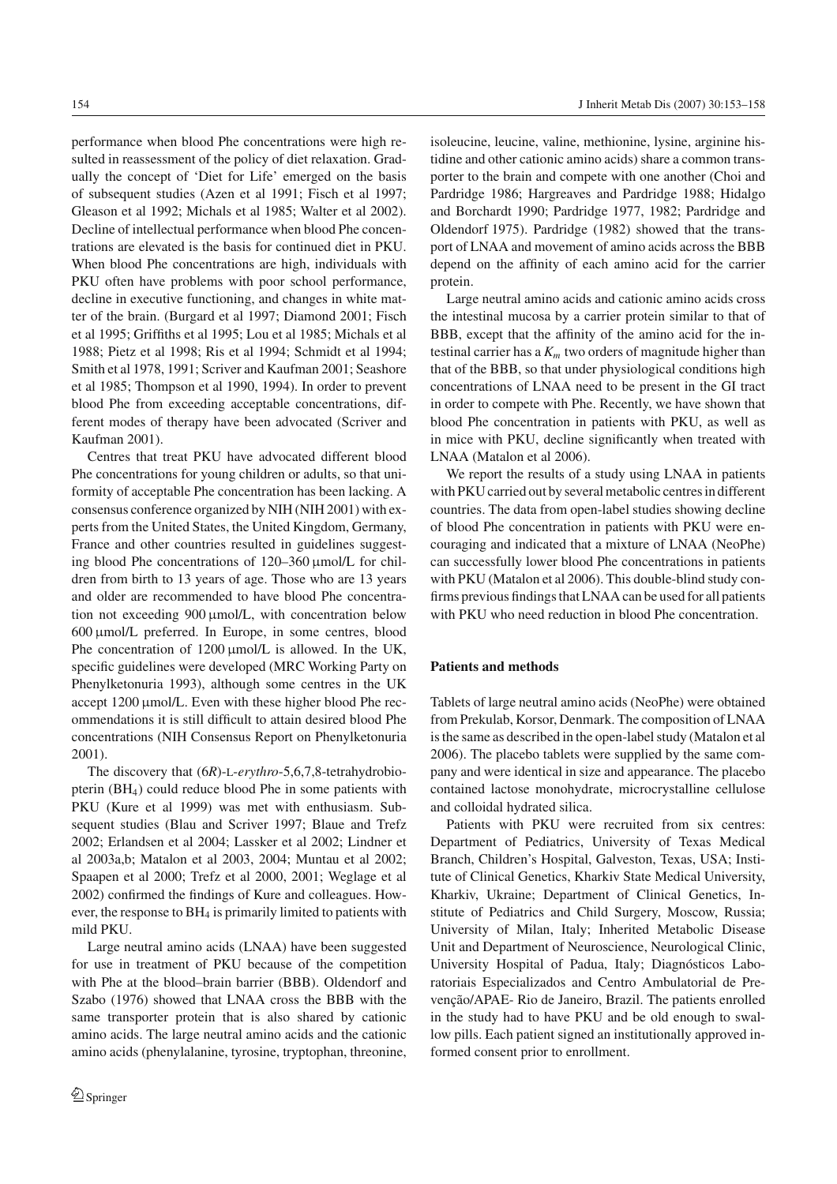performance when blood Phe concentrations were high resulted in reassessment of the policy of diet relaxation. Gradually the concept of 'Diet for Life' emerged on the basis of subsequent studies (Azen et al 1991; Fisch et al 1997; Gleason et al 1992; Michals et al 1985; Walter et al 2002). Decline of intellectual performance when blood Phe concentrations are elevated is the basis for continued diet in PKU. When blood Phe concentrations are high, individuals with PKU often have problems with poor school performance, decline in executive functioning, and changes in white matter of the brain. (Burgard et al 1997; Diamond 2001; Fisch et al 1995; Griffiths et al 1995; Lou et al 1985; Michals et al 1988; Pietz et al 1998; Ris et al 1994; Schmidt et al 1994; Smith et al 1978, 1991; Scriver and Kaufman 2001; Seashore et al 1985; Thompson et al 1990, 1994). In order to prevent blood Phe from exceeding acceptable concentrations, different modes of therapy have been advocated (Scriver and Kaufman 2001).

Centres that treat PKU have advocated different blood Phe concentrations for young children or adults, so that uniformity of acceptable Phe concentration has been lacking. A consensus conference organized by NIH (NIH 2001) with experts from the United States, the United Kingdom, Germany, France and other countries resulted in guidelines suggesting blood Phe concentrations of 120–360 μmol/L for children from birth to 13 years of age. Those who are 13 years and older are recommended to have blood Phe concentration not exceeding 900 μmol/L, with concentration below 600 μmol/L preferred. In Europe, in some centres, blood Phe concentration of 1200 μmol/L is allowed. In the UK, specific guidelines were developed (MRC Working Party on Phenylketonuria 1993), although some centres in the UK accept 1200 μmol/L. Even with these higher blood Phe recommendations it is still difficult to attain desired blood Phe concentrations (NIH Consensus Report on Phenylketonuria 2001).

The discovery that (6*R*)-L-*erythro*-5,6,7,8-tetrahydrobiopterin ($BH_4$) could reduce blood Phe in some patients with PKU (Kure et al 1999) was met with enthusiasm. Subsequent studies (Blau and Scriver 1997; Blaue and Trefz 2002; Erlandsen et al 2004; Lassker et al 2002; Lindner et al 2003a,b; Matalon et al 2003, 2004; Muntau et al 2002; Spaapen et al 2000; Trefz et al 2000, 2001; Weglage et al 2002) confirmed the findings of Kure and colleagues. However, the response to $BH_4$ is primarily limited to patients with mild PKU.

Large neutral amino acids (LNAA) have been suggested for use in treatment of PKU because of the competition with Phe at the blood–brain barrier (BBB). Oldendorf and Szabo (1976) showed that LNAA cross the BBB with the same transporter protein that is also shared by cationic amino acids. The large neutral amino acids and the cationic amino acids (phenylalanine, tyrosine, tryptophan, threonine, isoleucine, leucine, valine, methionine, lysine, arginine histidine and other cationic amino acids) share a common transporter to the brain and compete with one another (Choi and Pardridge 1986; Hargreaves and Pardridge 1988; Hidalgo and Borchardt 1990; Pardridge 1977, 1982; Pardridge and Oldendorf 1975). Pardridge (1982) showed that the transport of LNAA and movement of amino acids across the BBB depend on the affinity of each amino acid for the carrier protein.

Large neutral amino acids and cationic amino acids cross the intestinal mucosa by a carrier protein similar to that of BBB, except that the affinity of the amino acid for the intestinal carrier has a $K_m$ two orders of magnitude higher than that of the BBB, so that under physiological conditions high concentrations of LNAA need to be present in the GI tract in order to compete with Phe. Recently, we have shown that blood Phe concentration in patients with PKU, as well as in mice with PKU, decline significantly when treated with LNAA (Matalon et al 2006).

We report the results of a study using LNAA in patients with PKU carried out by several metabolic centres in different countries. The data from open-label studies showing decline of blood Phe concentration in patients with PKU were encouraging and indicated that a mixture of LNAA (NeoPhe) can successfully lower blood Phe concentrations in patients with PKU (Matalon et al 2006). This double-blind study confirms previous findings that LNAA can be used for all patients with PKU who need reduction in blood Phe concentration.

## Patients and methods

Tablets of large neutral amino acids (NeoPhe) were obtained from Prekulab, Korsor, Denmark. The composition of LNAA is the same as described in the open-label study (Matalon et al 2006). The placebo tablets were supplied by the same company and were identical in size and appearance. The placebo contained lactose monohydrate, microcrystalline cellulose and colloidal hydrated silica.

Patients with PKU were recruited from six centres: Department of Pediatrics, University of Texas Medical Branch, Children's Hospital, Galveston, Texas, USA; Institute of Clinical Genetics, Kharkiv State Medical University, Kharkiv, Ukraine; Department of Clinical Genetics, Institute of Pediatrics and Child Surgery, Moscow, Russia; University of Milan, Italy; Inherited Metabolic Disease Unit and Department of Neuroscience, Neurological Clinic, University Hospital of Padua, Italy; Diagnósticos Laboratoriais Especializados and Centro Ambulatorial de Prevenção/APAE- Rio de Janeiro, Brazil. The patients enrolled in the study had to have PKU and be old enough to swallow pills. Each patient signed an institutionally approved informed consent prior to enrollment.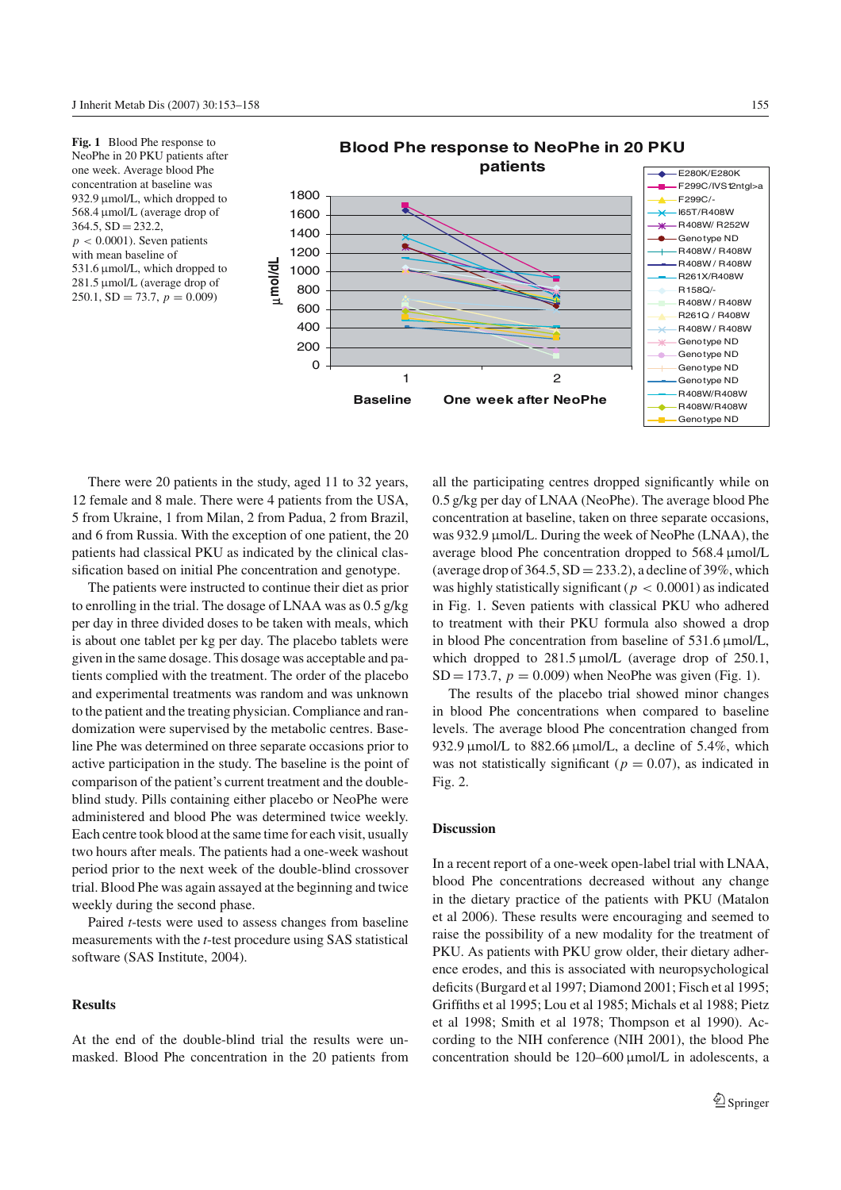**Fig. 1** Blood Phe response to NeoPhe in 20 PKU patients after one week. Average blood Phe concentration at baseline was 932.9 μmol/L, which dropped to 568.4 μmol/L (average drop of 364.5, SD = 232.2, $p < 0.0001$). Seven patients with mean baseline of 531.6 μmol/L, which dropped to 281.5 μmol/L (average drop of 250.1, SD = 73.7, $p = 0.009$)

There were 20 patients in the study, aged 11 to 32 years, 12 female and 8 male. There were 4 patients from the USA, 5 from Ukraine, 1 from Milan, 2 from Padua, 2 from Brazil, and 6 from Russia. With the exception of one patient, the 20 patients had classical PKU as indicated by the clinical classification based on initial Phe concentration and genotype.

The patients were instructed to continue their diet as prior to enrolling in the trial. The dosage of LNAA was as 0.5 g/kg per day in three divided doses to be taken with meals, which is about one tablet per kg per day. The placebo tablets were given in the same dosage. This dosage was acceptable and patients complied with the treatment. The order of the placebo and experimental treatments was random and was unknown to the patient and the treating physician. Compliance and randomization were supervised by the metabolic centres. Baseline Phe was determined on three separate occasions prior to active participation in the study. The baseline is the point of comparison of the patient's current treatment and the double-blind study. Pills containing either placebo or NeoPhe were administered and blood Phe was determined twice weekly. Each centre took blood at the same time for each visit, usually two hours after meals. The patients had a one-week washout period prior to the next week of the double-blind crossover trial. Blood Phe was again assayed at the beginning and twice weekly during the second phase.

Paired *t*-tests were used to assess changes from baseline measurements with the *t*-test procedure using SAS statistical software (SAS Institute, 2004).

## Results

At the end of the double-blind trial the results were unmasked. Blood Phe concentration in the 20 patients from all the participating centres dropped significantly while on 0.5 g/kg per day of LNAA (NeoPhe). The average blood Phe concentration at baseline, taken on three separate occasions, was 932.9 μmol/L. During the week of NeoPhe (LNAA), the average blood Phe concentration dropped to 568.4 μmol/L (average drop of 364.5, SD = 233.2), a decline of 39%, which was highly statistically significant ($p < 0.0001$) as indicated in Fig. 1. Seven patients with classical PKU who adhered to treatment with their PKU formula also showed a drop in blood Phe concentration from baseline of 531.6 μmol/L, which dropped to 281.5 μmol/L (average drop of 250.1, SD = 173.7, $p = 0.009$) when NeoPhe was given (Fig. 1).

The results of the placebo trial showed minor changes in blood Phe concentrations when compared to baseline levels. The average blood Phe concentration changed from 932.9 μmol/L to 882.66 μmol/L, a decline of 5.4%, which was not statistically significant ($p = 0.07$), as indicated in Fig. 2.

## Discussion

In a recent report of a one-week open-label trial with LNAA, blood Phe concentrations decreased without any change in the dietary practice of the patients with PKU (Matalon et al 2006). These results were encouraging and seemed to raise the possibility of a new modality for the treatment of PKU. As patients with PKU grow older, their dietary adherence erodes, and this is associated with neuropsychological deficits (Burgard et al 1997; Diamond 2001; Fisch et al 1995; Griffiths et al 1995; Lou et al 1985; Michals et al 1988; Pietz et al 1998; Smith et al 1978; Thompson et al 1990). According to the NIH conference (NIH 2001), the blood Phe concentration should be 120–600 μmol/L in adolescents, a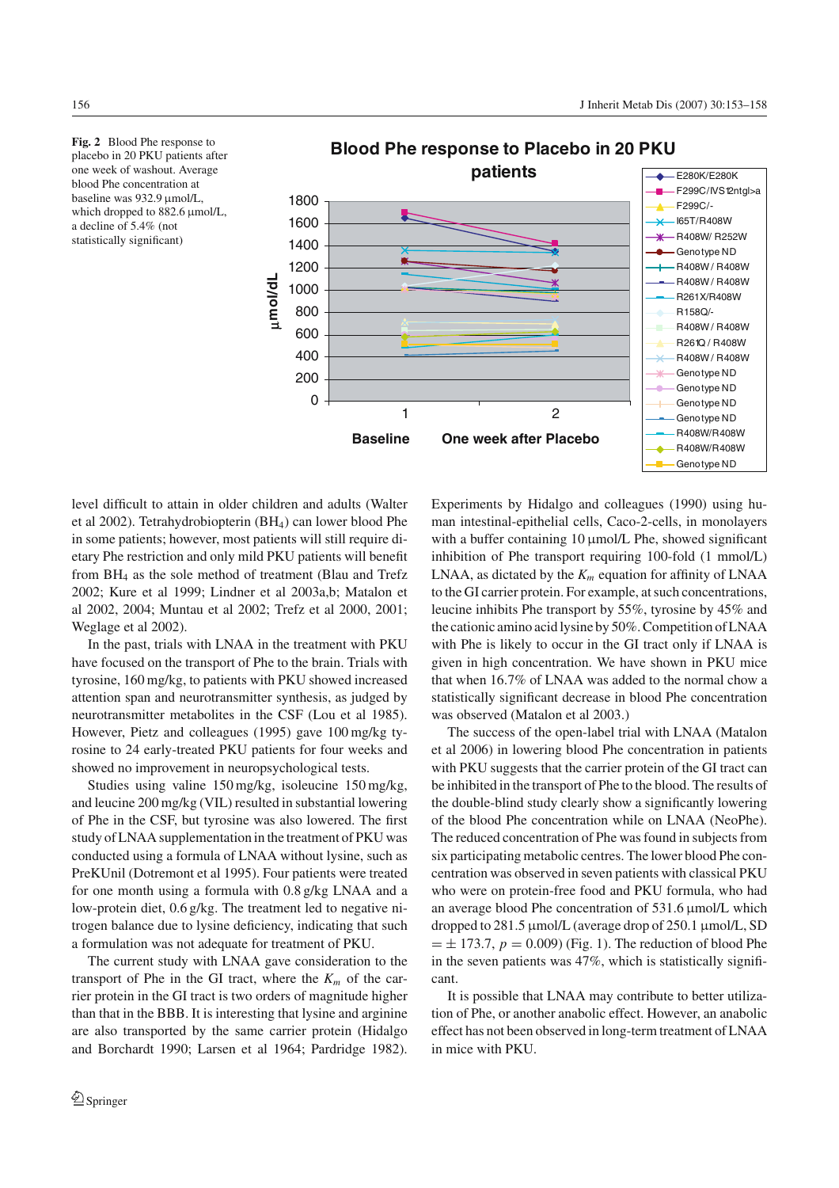**Fig. 2** Blood Phe response to placebo in 20 PKU patients after one week of washout. Average blood Phe concentration at baseline was 932.9 μmol/L, which dropped to 882.6 μmol/L, a decline of 5.4% (not statistically significant)

level difficult to attain in older children and adults (Walter et al 2002). Tetrahydrobiopterin ($BH_4$) can lower blood Phe in some patients; however, most patients will still require dietary Phe restriction and only mild PKU patients will benefit from $BH_4$ as the sole method of treatment (Blau and Trefz 2002; Kure et al 1999; Lindner et al 2003a,b; Matalon et al 2002, 2004; Muntau et al 2002; Trefz et al 2000, 2001; Weglage et al 2002).

In the past, trials with LNAA in the treatment with PKU have focused on the transport of Phe to the brain. Trials with tyrosine, 160 mg/kg, to patients with PKU showed increased attention span and neurotransmitter synthesis, as judged by neurotransmitter metabolites in the CSF (Lou et al 1985). However, Pietz and colleagues (1995) gave 100 mg/kg tyrosine to 24 early-treated PKU patients for four weeks and showed no improvement in neuropsychological tests.

Studies using valine 150 mg/kg, isoleucine 150 mg/kg, and leucine 200 mg/kg (VIL) resulted in substantial lowering of Phe in the CSF, but tyrosine was also lowered. The first study of LNAA supplementation in the treatment of PKU was conducted using a formula of LNAA without lysine, such as PreKUnil (Dotremont et al 1995). Four patients were treated for one month using a formula with 0.8 g/kg LNAA and a low-protein diet, 0.6 g/kg. The treatment led to negative nitrogen balance due to lysine deficiency, indicating that such a formulation was not adequate for treatment of PKU.

The current study with LNAA gave consideration to the transport of Phe in the GI tract, where the $K_m$ of the carrier protein in the GI tract is two orders of magnitude higher than that in the BBB. It is interesting that lysine and arginine are also transported by the same carrier protein (Hidalgo and Borchardt 1990; Larsen et al 1964; Pardridge 1982). Experiments by Hidalgo and colleagues (1990) using human intestinal-epithelial cells, Caco-2-cells, in monolayers with a buffer containing 10 μmol/L Phe, showed significant inhibition of Phe transport requiring 100-fold (1 mmol/L) LNAA, as dictated by the $K_m$ equation for affinity of LNAA to the GI carrier protein. For example, at such concentrations, leucine inhibits Phe transport by 55%, tyrosine by 45% and the cationic amino acid lysine by 50%. Competition of LNAA with Phe is likely to occur in the GI tract only if LNAA is given in high concentration. We have shown in PKU mice that when 16.7% of LNAA was added to the normal chow a statistically significant decrease in blood Phe concentration was observed (Matalon et al 2003.)

The success of the open-label trial with LNAA (Matalon et al 2006) in lowering blood Phe concentration in patients with PKU suggests that the carrier protein of the GI tract can be inhibited in the transport of Phe to the blood. The results of the double-blind study clearly show a significantly lowering of the blood Phe concentration while on LNAA (NeoPhe). The reduced concentration of Phe was found in subjects from six participating metabolic centres. The lower blood Phe concentration was observed in seven patients with classical PKU who were on protein-free food and PKU formula, who had an average blood Phe concentration of 531.6 μmol/L which dropped to 281.5 μmol/L (average drop of 250.1 μmol/L, SD $= \pm$ 173.7, $p = 0.009$) (Fig. 1). The reduction of blood Phe in the seven patients was 47%, which is statistically significant.

It is possible that LNAA may contribute to better utilization of Phe, or another anabolic effect. However, an anabolic effect has not been observed in long-term treatment of LNAA in mice with PKU.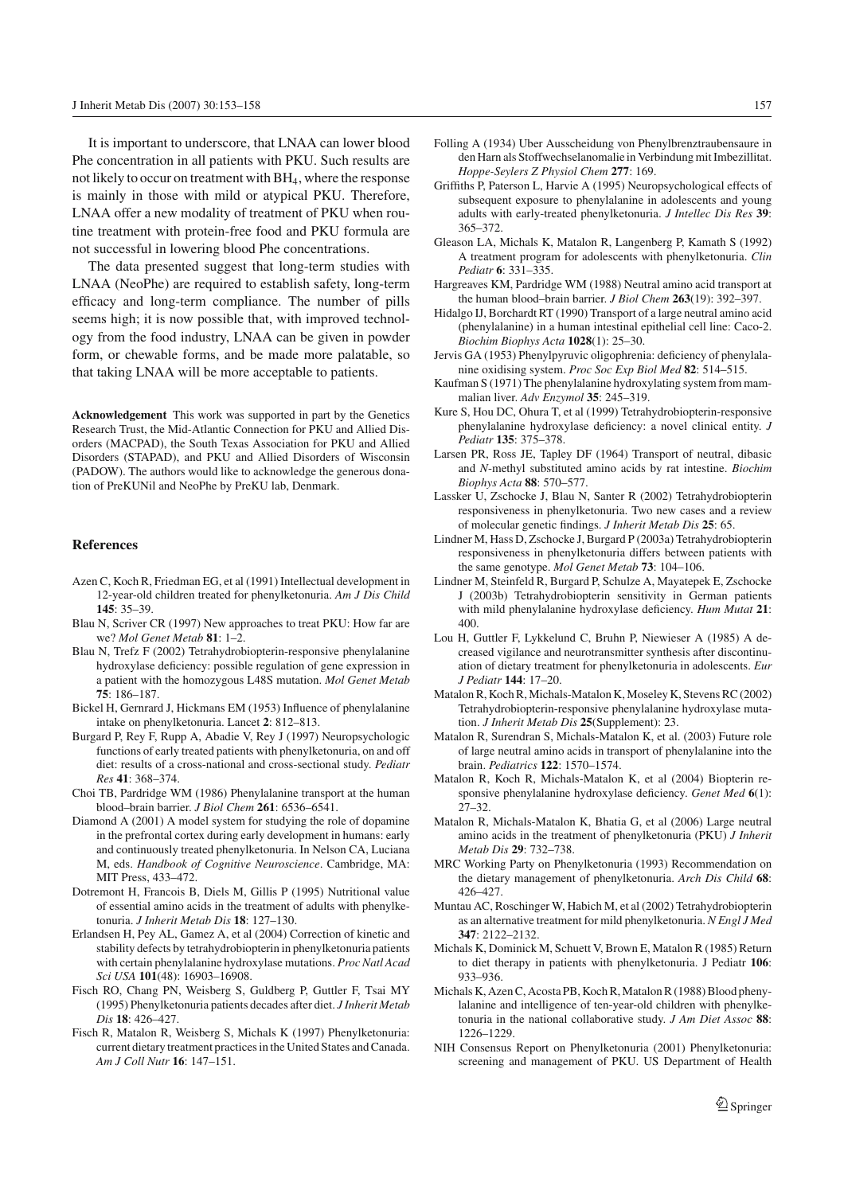It is important to underscore, that LNAA can lower blood Phe concentration in all patients with PKU. Such results are not likely to occur on treatment with $BH_4$, where the response is mainly in those with mild or atypical PKU. Therefore, LNAA offer a new modality of treatment of PKU when routine treatment with protein-free food and PKU formula are not successful in lowering blood Phe concentrations.

The data presented suggest that long-term studies with LNAA (NeoPhe) are required to establish safety, long-term efficacy and long-term compliance. The number of pills seems high; it is now possible that, with improved technology from the food industry, LNAA can be given in powder form, or chewable forms, and be made more palatable, so that taking LNAA will be more acceptable to patients.

**Acknowledgement** This work was supported in part by the Genetics Research Trust, the Mid-Atlantic Connection for PKU and Allied Disorders (MACPAD), the South Texas Association for PKU and Allied Disorders (STAPAD), and PKU and Allied Disorders of Wisconsin (PADOW). The authors would like to acknowledge the generous donation of PreKUNil and NeoPhe by PreKU lab, Denmark.

## References

Azen C, Koch R, Friedman EG, et al (1991) Intellectual development in 12-year-old children treated for phenylketonuria. *Am J Dis Child* **145**: 35–39.

Blau N, Scriver CR (1997) New approaches to treat PKU: How far are we? *Mol Genet Metab* **81**: 1–2.

Blau N, Trefz F (2002) Tetrahydrobiopterin-responsive phenylalanine hydroxylase deficiency: possible regulation of gene expression in a patient with the homozygous L48S mutation. *Mol Genet Metab* **75**: 186–187.

Bickel H, Gernrard J, Hickmans EM (1953) Influence of phenylalanine intake on phenylketonuria. Lancet **2**: 812–813.

Burgard P, Rey F, Rupp A, Abadie V, Rey J (1997) Neuropsychologic functions of early treated patients with phenylketonuria, on and off diet: results of a cross-national and cross-sectional study. *Pediatr Res* **41**: 368–374.

Choi TB, Pardridge WM (1986) Phenylalanine transport at the human blood–brain barrier. *J Biol Chem* **261**: 6536–6541.

Diamond A (2001) A model system for studying the role of dopamine in the prefrontal cortex during early development in humans: early and continuously treated phenylketonuria. In Nelson CA, Luciana M, eds. *Handbook of Cognitive Neuroscience*. Cambridge, MA: MIT Press, 433–472.

Dotremont H, Francois B, Diels M, Gillis P (1995) Nutritional value of essential amino acids in the treatment of adults with phenylketonuria. *J Inherit Metab Dis* **18**: 127–130.

Erlandsen H, Pey AL, Gamez A, et al (2004) Correction of kinetic and stability defects by tetrahydrobiopterin in phenylketonuria patients with certain phenylalanine hydroxylase mutations. *Proc Natl Acad Sci USA* **101**(48): 16903–16908.

Fisch RO, Chang PN, Weisberg S, Guldberg P, Guttler F, Tsai MY (1995) Phenylketonuria patients decades after diet. *J Inherit Metab Dis* **18**: 426–427.

Fisch R, Matalon R, Weisberg S, Michals K (1997) Phenylketonuria: current dietary treatment practices in the United States and Canada. *Am J Coll Nutr* **16**: 147–151.

Folling A (1934) Uber Ausscheidung von Phenylbrenztraubensaure in den Harn als Stoffwechselanomalie in Verbindung mit Imbezillitat. *Hoppe-Seylers Z Physiol Chem* **277**: 169.

Griffiths P, Paterson L, Harvie A (1995) Neuropsychological effects of subsequent exposure to phenylalanine in adolescents and young adults with early-treated phenylketonuria. *J Intellec Dis Res* **39**: 365–372.

Gleason LA, Michals K, Matalon R, Langenberg P, Kamath S (1992) A treatment program for adolescents with phenylketonuria. *Clin Pediatr* **6**: 331–335.

Hargreaves KM, Pardridge WM (1988) Neutral amino acid transport at the human blood–brain barrier. *J Biol Chem* **263**(19): 392–397.

Hidalgo IJ, Borchardt RT (1990) Transport of a large neutral amino acid (phenylalanine) in a human intestinal epithelial cell line: Caco-2. *Biochim Biophys Acta* **1028**(1): 25–30.

Jervis GA (1953) Phenylpyruvic oligophrenia: deficiency of phenylalanine oxidising system. *Proc Soc Exp Biol Med* **82**: 514–515.

Kaufman S (1971) The phenylalanine hydroxylating system from mammalian liver. *Adv Enzymol* **35**: 245–319.

Kure S, Hou DC, Ohura T, et al (1999) Tetrahydrobiopterin-responsive phenylalanine hydroxylase deficiency: a novel clinical entity. *J Pediatr* **135**: 375–378.

Larsen PR, Ross JE, Tapley DF (1964) Transport of neutral, dibasic and *N*-methyl substituted amino acids by rat intestine. *Biochim Biophys Acta* **88**: 570–577.

Lassker U, Zschocke J, Blau N, Santer R (2002) Tetrahydrobiopterin responsiveness in phenylketonuria. Two new cases and a review of molecular genetic findings. *J Inherit Metab Dis* **25**: 65.

Lindner M, Hass D, Zschocke J, Burgard P (2003a) Tetrahydrobiopterin responsiveness in phenylketonuria differs between patients with the same genotype. *Mol Genet Metab* **73**: 104–106.

Lindner M, Steinfeld R, Burgard P, Schulze A, Mayatepek E, Zschocke J (2003b) Tetrahydrobiopterin sensitivity in German patients with mild phenylalanine hydroxylase deficiency. *Hum Mutat* **21**: 400.

Lou H, Guttler F, Lykkelund C, Bruhn P, Niewieser A (1985) A decreased vigilance and neurotransmitter synthesis after discontinuation of dietary treatment for phenylketonuria in adolescents. *Eur J Pediatr* **144**: 17–20.

Matalon R, Koch R, Michals-Matalon K, Moseley K, Stevens RC (2002) Tetrahydrobiopterin-responsive phenylalanine hydroxylase mutation. *J Inherit Metab Dis* **25**(Supplement): 23.

Matalon R, Surendran S, Michals-Matalon K, et al. (2003) Future role of large neutral amino acids in transport of phenylalanine into the brain. *Pediatrics* **122**: 1570–1574.

Matalon R, Koch R, Michals-Matalon K, et al (2004) Biopterin responsive phenylalanine hydroxylase deficiency. *Genet Med* **6**(1): 27–32.

Matalon R, Michals-Matalon K, Bhatia G, et al (2006) Large neutral amino acids in the treatment of phenylketonuria (PKU) *J Inherit Metab Dis* **29**: 732–738.

MRC Working Party on Phenylketonuria (1993) Recommendation on the dietary management of phenylketonuria. *Arch Dis Child* **68**: 426–427.

Muntau AC, Roschinger W, Habich M, et al (2002) Tetrahydrobiopterin as an alternative treatment for mild phenylketonuria. *N Engl J Med* **347**: 2122–2132.

Michals K, Dominick M, Schuett V, Brown E, Matalon R (1985) Return to diet therapy in patients with phenylketonuria. J Pediatr **106**: 933–936.

Michals K, Azen C, Acosta PB, Koch R, Matalon R (1988) Blood phenylalanine and intelligence of ten-year-old children with phenylketonuria in the national collaborative study. *J Am Diet Assoc* **88**: 1226–1229.

NIH Consensus Report on Phenylketonuria (2001) Phenylketonuria: screening and management of PKU. US Department of Health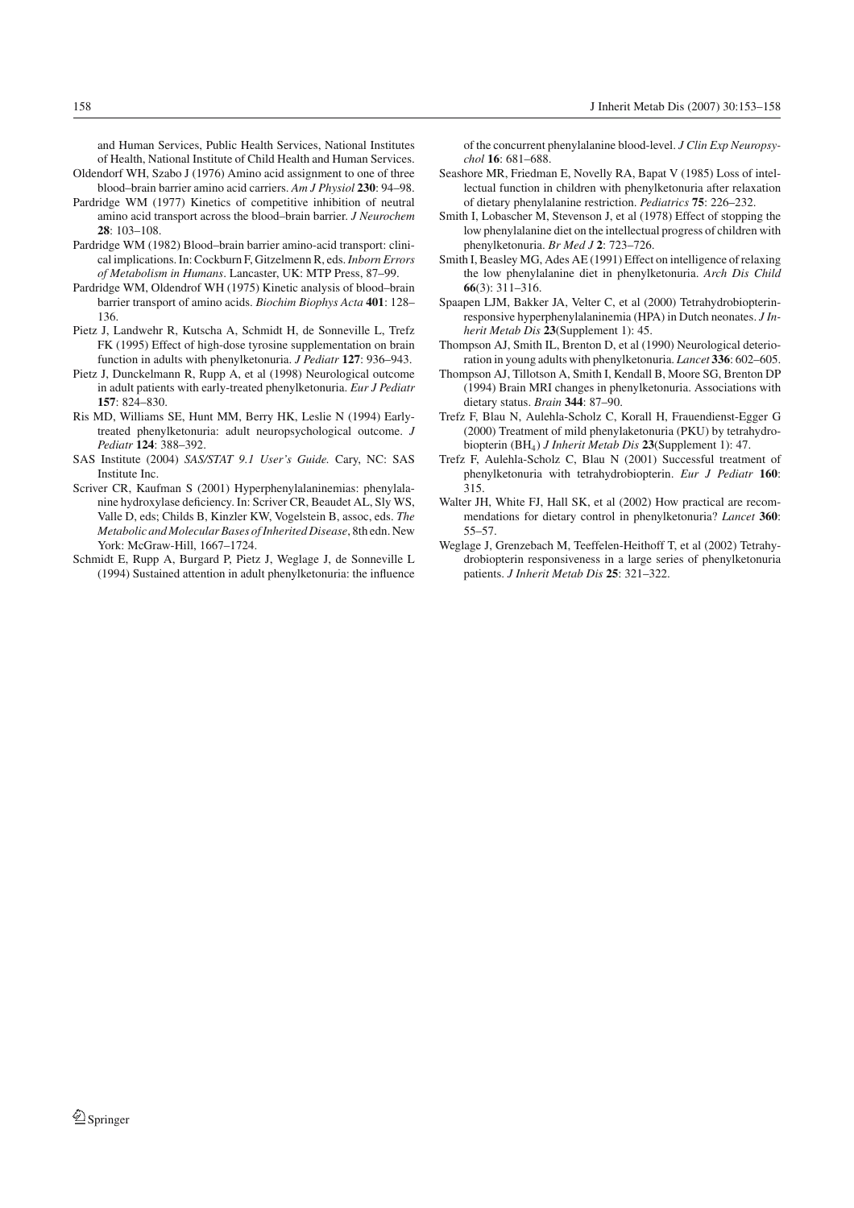and Human Services, Public Health Services, National Institutes of Health, National Institute of Child Health and Human Services.

Oldendorf WH, Szabo J (1976) Amino acid assignment to one of three blood–brain barrier amino acid carriers. *Am J Physiol* **230**: 94–98.

Pardridge WM (1977) Kinetics of competitive inhibition of neutral amino acid transport across the blood–brain barrier. *J Neurochem* **28**: 103–108.

Pardridge WM (1982) Blood–brain barrier amino-acid transport: clinical implications. In: Cockburn F, Gitzelmenn R, eds. *Inborn Errors of Metabolism in Humans*. Lancaster, UK: MTP Press, 87–99.

Pardridge WM, Oldendrof WH (1975) Kinetic analysis of blood–brain barrier transport of amino acids. *Biochim Biophys Acta* **401**: 128–136.

Pietz J, Landwehr R, Kutscha A, Schmidt H, de Sonneville L, Trefz FK (1995) Effect of high-dose tyrosine supplementation on brain function in adults with phenylketonuria. *J Pediatr* **127**: 936–943.

Pietz J, Dunckelmann R, Rupp A, et al (1998) Neurological outcome in adult patients with early-treated phenylketonuria. *Eur J Pediatr* **157**: 824–830.

Ris MD, Williams SE, Hunt MM, Berry HK, Leslie N (1994) Early-treated phenylketonuria: adult neuropsychological outcome. *J Pediatr* **124**: 388–392.

SAS Institute (2004) *SAS/STAT 9.1 User's Guide.* Cary, NC: SAS Institute Inc.

Scriver CR, Kaufman S (2001) Hyperphenylalaninemias: phenylalanine hydroxylase deficiency. In: Scriver CR, Beaudet AL, Sly WS, Valle D, eds; Childs B, Kinzler KW, Vogelstein B, assoc, eds. *The Metabolic and Molecular Bases of Inherited Disease*, 8th edn. New York: McGraw-Hill, 1667–1724.

Schmidt E, Rupp A, Burgard P, Pietz J, Weglage J, de Sonneville L (1994) Sustained attention in adult phenylketonuria: the influence of the concurrent phenylalanine blood-level. *J Clin Exp Neuropsychol* **16**: 681–688.

Seashore MR, Friedman E, Novelly RA, Bapat V (1985) Loss of intellectual function in children with phenylketonuria after relaxation of dietary phenylalanine restriction. *Pediatrics* **75**: 226–232.

Smith I, Lobascher M, Stevenson J, et al (1978) Effect of stopping the low phenylalanine diet on the intellectual progress of children with phenylketonuria. *Br Med J* **2**: 723–726.

Smith I, Beasley MG, Ades AE (1991) Effect on intelligence of relaxing the low phenylalanine diet in phenylketonuria. *Arch Dis Child* **66**(3): 311–316.

Spaapen LJM, Bakker JA, Velter C, et al (2000) Tetrahydrobiopterin-responsive hyperphenylalaninemia (HPA) in Dutch neonates. *J Inherit Metab Dis* **23**(Supplement 1): 45.

Thompson AJ, Smith IL, Brenton D, et al (1990) Neurological deterioration in young adults with phenylketonuria. *Lancet* **336**: 602–605.

Thompson AJ, Tillotson A, Smith I, Kendall B, Moore SG, Brenton DP (1994) Brain MRI changes in phenylketonuria. Associations with dietary status. *Brain* **344**: 87–90.

Trefz F, Blau N, Aulehla-Scholz C, Korall H, Frauendienst-Egger G (2000) Treatment of mild phenylaketonuria (PKU) by tetrahydrobiopterin ($BH_4$) *J Inherit Metab Dis* **23**(Supplement 1): 47.

Trefz F, Aulehla-Scholz C, Blau N (2001) Successful treatment of phenylketonuria with tetrahydrobiopterin. *Eur J Pediatr* **160**: 315.

Walter JH, White FJ, Hall SK, et al (2002) How practical are recommendations for dietary control in phenylketonuria? *Lancet* **360**: 55–57.

Weglage J, Grenzebach M, Teeffelen-Heithoff T, et al (2002) Tetrahydrobiopterin responsiveness in a large series of phenylketonuria patients. *J Inherit Metab Dis* **25**: 321–322.